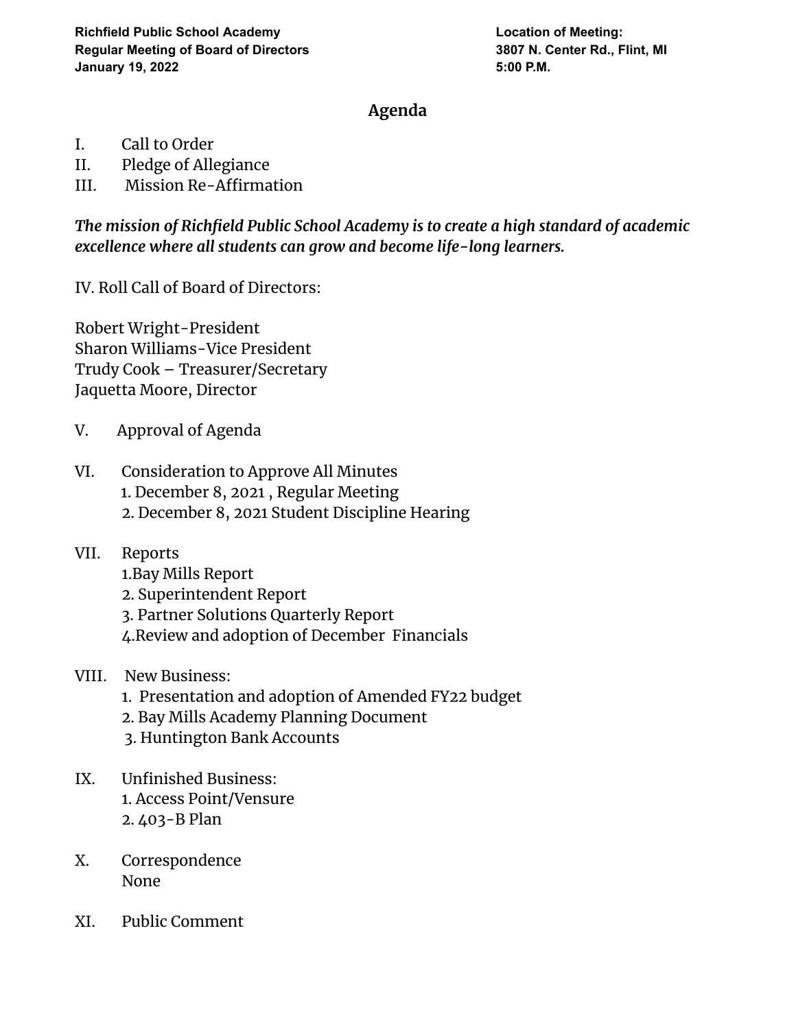**Richfield Public School Academy**
**Regular Meeting of Board of Directors**
**January 19, 2022**

**Location of Meeting:**
**3807 N. Center Rd., Flint, MI**
**5:00 P.M.**

## Agenda

I. Call to Order
II. Pledge of Allegiance
III. Mission Re-Affirmation

***The mission of Richfield Public School Academy is to create a high standard of academic excellence where all students can grow and become life-long learners.***

IV. Roll Call of Board of Directors:

Robert Wright-President
Sharon Williams-Vice President
Trudy Cook – Treasurer/Secretary
Jaquetta Moore, Director

V. Approval of Agenda

VI. Consideration to Approve All Minutes
1. December 8, 2021 , Regular Meeting
2. December 8, 2021 Student Discipline Hearing

VII. Reports
1.Bay Mills Report
2. Superintendent Report
3. Partner Solutions Quarterly Report
4.Review and adoption of December Financials

VIII. New Business:
1. Presentation and adoption of Amended FY22 budget
2. Bay Mills Academy Planning Document
3. Huntington Bank Accounts

IX. Unfinished Business:
1. Access Point/Vensure
2. 403-B Plan

X. Correspondence
None

XI. Public Comment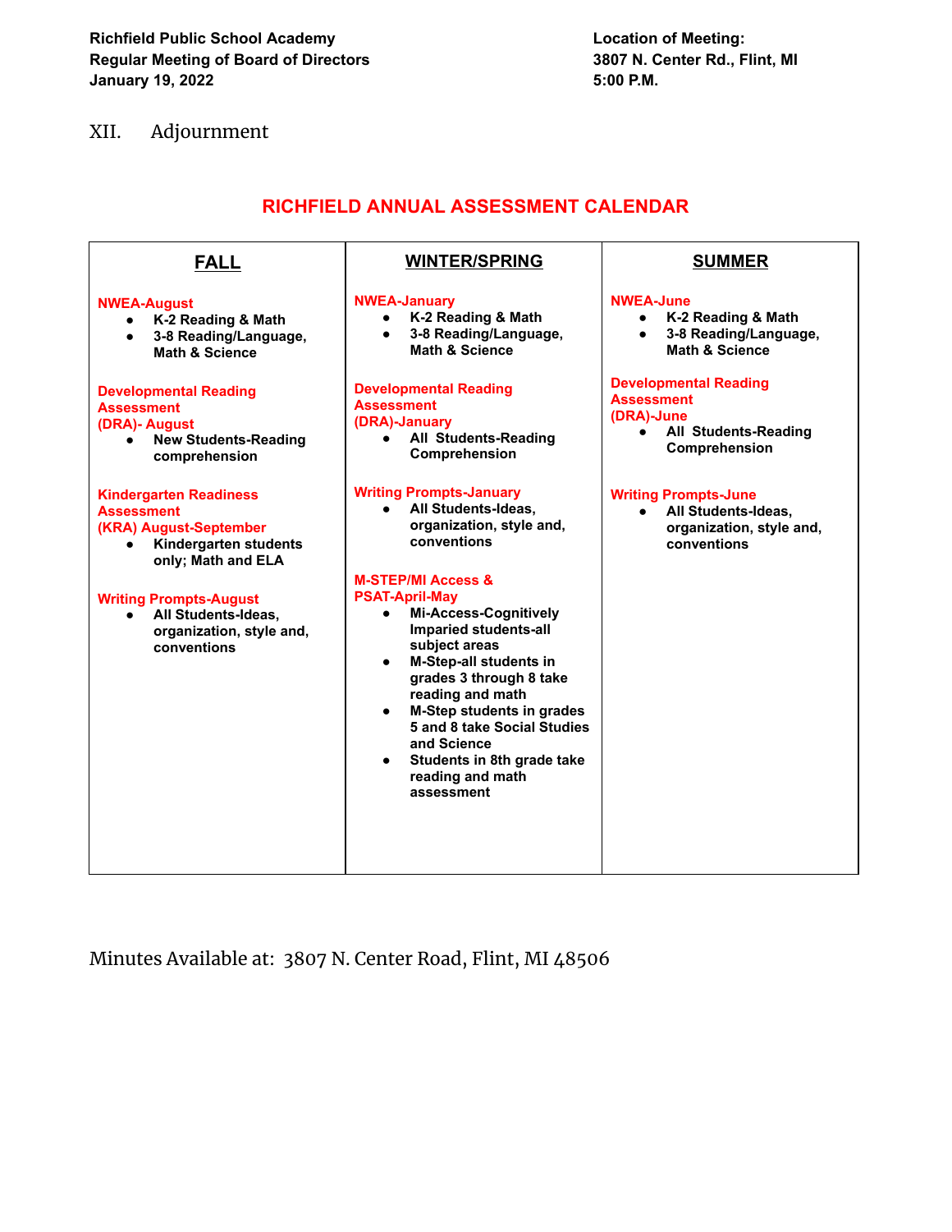Richfield Public School Academy
Regular Meeting of Board of Directors
January 19, 2022

Location of Meeting:
3807 N. Center Rd., Flint, MI
5:00 P.M.

XII. Adjournment

## RICHFIELD ANNUAL ASSESSMENT CALENDAR

| FALL | WINTER/SPRING | SUMMER |
|---|---|---|
| **NWEA-August**<br>• K-2 Reading & Math<br>• 3-8 Reading/Language, Math & Science<br><br>**Developmental Reading Assessment (DRA)- August**<br>• New Students-Reading comprehension<br><br>**Kindergarten Readiness Assessment (KRA) August-September**<br>• Kindergarten students only; Math and ELA<br><br>**Writing Prompts-August**<br>• All Students-Ideas, organization, style and, conventions | **NWEA-January**<br>• K-2 Reading & Math<br>• 3-8 Reading/Language, Math & Science<br><br>**Developmental Reading Assessment (DRA)-January**<br>• All Students-Reading Comprehension<br><br>**Writing Prompts-January**<br>• All Students-Ideas, organization, style and, conventions<br><br>**M-STEP/MI Access & PSAT-April-May**<br>• Mi-Access-Cognitively Imparied students-all subject areas<br>• M-Step-all students in grades 3 through 8 take reading and math<br>• M-Step students in grades 5 and 8 take Social Studies and Science<br>• Students in 8th grade take reading and math assessment | **NWEA-June**<br>• K-2 Reading & Math<br>• 3-8 Reading/Language, Math & Science<br><br>**Developmental Reading Assessment (DRA)-June**<br>• All Students-Reading Comprehension<br><br>**Writing Prompts-June**<br>• All Students-Ideas, organization, style and, conventions |

Minutes Available at: 3807 N. Center Road, Flint, MI 48506